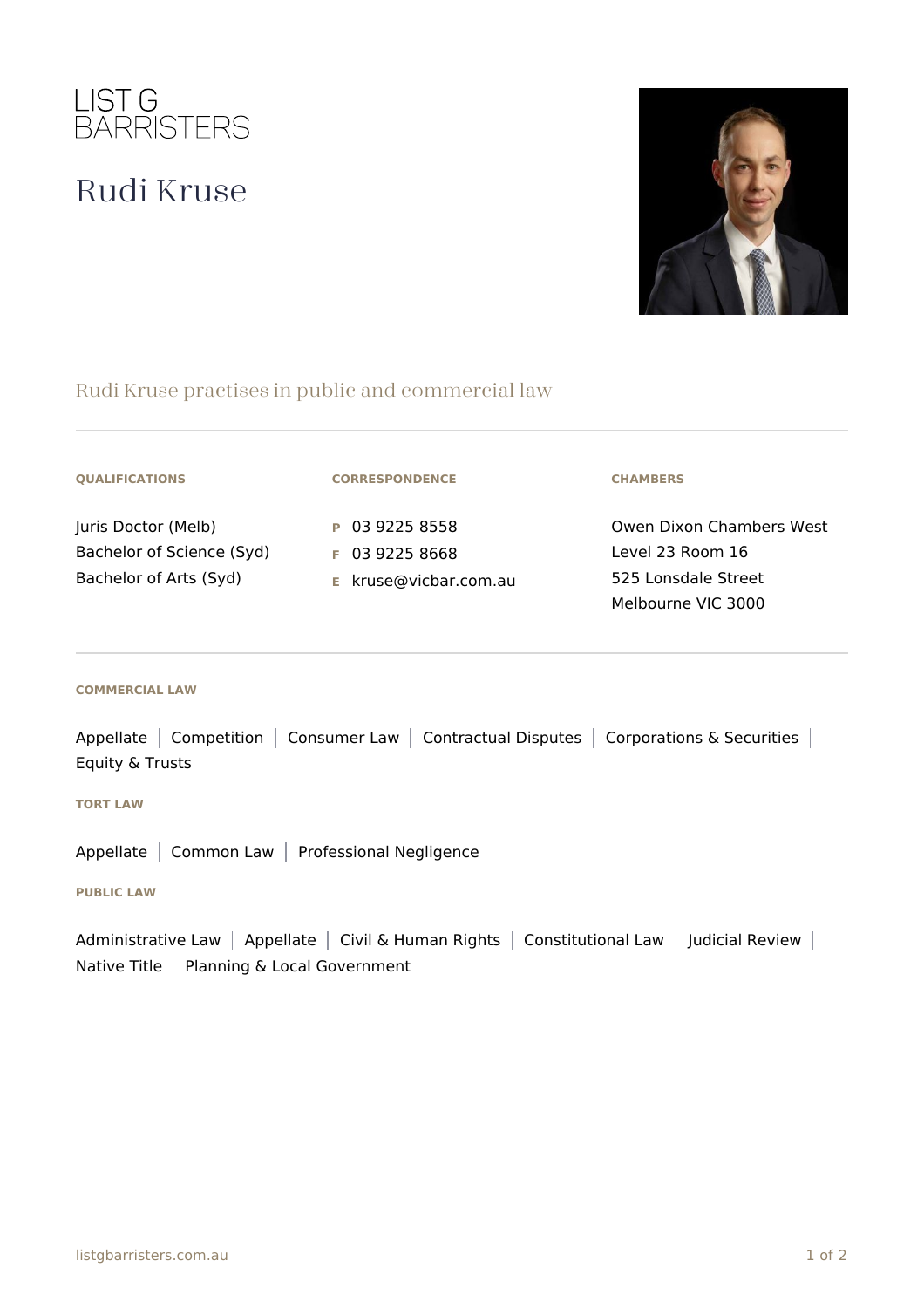LIST G
BARRISTERS

# Rudi Kruse

## Rudi Kruse practises in public and commercial law

**QUALIFICATIONS**

Juris Doctor (Melb)
Bachelor of Science (Syd)
Bachelor of Arts (Syd)

**CORRESPONDENCE**

P 03 9225 8558
F 03 9225 8668
E kruse@vicbar.com.au

**CHAMBERS**

Owen Dixon Chambers West
Level 23 Room 16
525 Lonsdale Street
Melbourne VIC 3000

### COMMERCIAL LAW

Appellate | Competition | Consumer Law | Contractual Disputes | Corporations & Securities | Equity & Trusts

### TORT LAW

Appellate | Common Law | Professional Negligence

### PUBLIC LAW

Administrative Law | Appellate | Civil & Human Rights | Constitutional Law | Judicial Review | Native Title | Planning & Local Government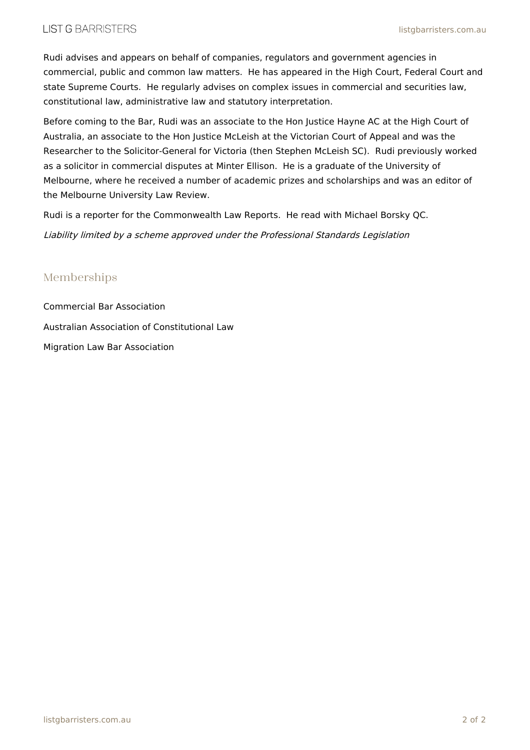Rudi advises and appears on behalf of companies, regulators and government agencies in commercial, public and common law matters.  He has appeared in the High Court, Federal Court and state Supreme Courts.  He regularly advises on complex issues in commercial and securities law, constitutional law, administrative law and statutory interpretation.

Before coming to the Bar, Rudi was an associate to the Hon Justice Hayne AC at the High Court of Australia, an associate to the Hon Justice McLeish at the Victorian Court of Appeal and was the Researcher to the Solicitor-General for Victoria (then Stephen McLeish SC).  Rudi previously worked as a solicitor in commercial disputes at Minter Ellison.  He is a graduate of the University of Melbourne, where he received a number of academic prizes and scholarships and was an editor of the Melbourne University Law Review.

Rudi is a reporter for the Commonwealth Law Reports.  He read with Michael Borsky QC.

*Liability limited by a scheme approved under the Professional Standards Legislation*

## Memberships

Commercial Bar Association

Australian Association of Constitutional Law

Migration Law Bar Association